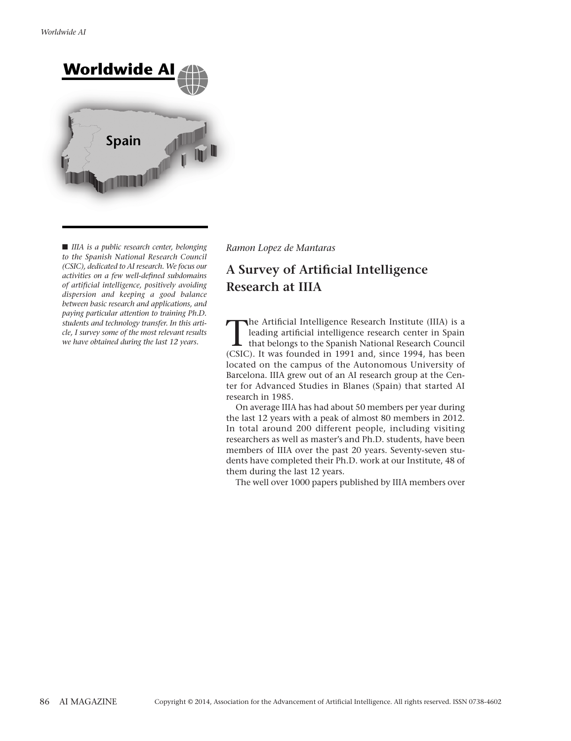# A Survey of Artificial Intelligence Research at IIIA

*Ramon Lopez de Mantaras*

■ *IIIA is a public research center, belonging to the Spanish National Research Council (CSIC), dedicated to AI research. We focus our activities on a few well-defined subdomains of artificial intelligence, positively avoiding dispersion and keeping a good balance between basic research and applications, and paying particular attention to training Ph.D. students and technology transfer. In this article, I survey some of the most relevant results we have obtained during the last 12 years.*

The Artificial Intelligence Research Institute (IIIA) is a leading artificial intelligence research center in Spain that belongs to the Spanish National Research Council (CSIC). It was founded in 1991 and, since 1994, has been located on the campus of the Autonomous University of Barcelona. IIIA grew out of an AI research group at the Center for Advanced Studies in Blanes (Spain) that started AI research in 1985.

On average IIIA has had about 50 members per year during the last 12 years with a peak of almost 80 members in 2012. In total around 200 different people, including visiting researchers as well as master's and Ph.D. students, have been members of IIIA over the past 20 years. Seventy-seven students have completed their Ph.D. work at our Institute, 48 of them during the last 12 years.

The well over 1000 papers published by IIIA members over

Copyright © 2014, Association for the Advancement of Artificial Intelligence. All rights reserved. ISSN 0738-4602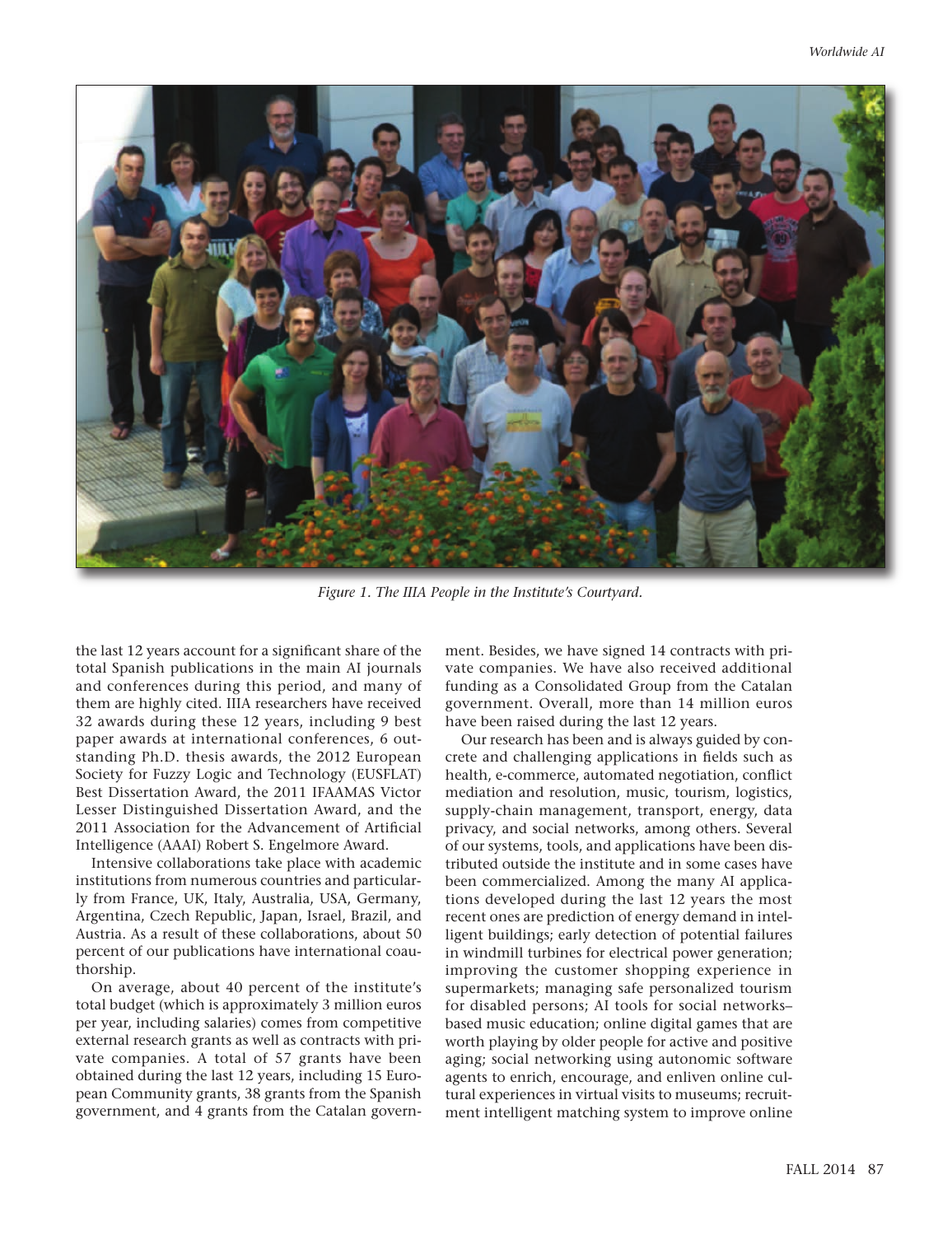*Figure 1. The IIIA People in the Institute's Courtyard.*

the last 12 years account for a significant share of the total Spanish publications in the main AI journals and conferences during this period, and many of them are highly cited. IIIA researchers have received 32 awards during these 12 years, including 9 best paper awards at international conferences, 6 outstanding Ph.D. thesis awards, the 2012 European Society for Fuzzy Logic and Technology (EUSFLAT) Best Dissertation Award, the 2011 IFAAMAS Victor Lesser Distinguished Dissertation Award, and the 2011 Association for the Advancement of Artificial Intelligence (AAAI) Robert S. Engelmore Award.

Intensive collaborations take place with academic institutions from numerous countries and particularly from France, UK, Italy, Australia, USA, Germany, Argentina, Czech Republic, Japan, Israel, Brazil, and Austria. As a result of these collaborations, about 50 percent of our publications have international coauthorship.

On average, about 40 percent of the institute's total budget (which is approximately 3 million euros per year, including salaries) comes from competitive external research grants as well as contracts with private companies. A total of 57 grants have been obtained during the last 12 years, including 15 European Community grants, 38 grants from the Spanish government, and 4 grants from the Catalan government. Besides, we have signed 14 contracts with private companies. We have also received additional funding as a Consolidated Group from the Catalan government. Overall, more than 14 million euros have been raised during the last 12 years.

Our research has been and is always guided by concrete and challenging applications in fields such as health, e-commerce, automated negotiation, conflict mediation and resolution, music, tourism, logistics, supply-chain management, transport, energy, data privacy, and social networks, among others. Several of our systems, tools, and applications have been distributed outside the institute and in some cases have been commercialized. Among the many AI applications developed during the last 12 years the most recent ones are prediction of energy demand in intelligent buildings; early detection of potential failures in windmill turbines for electrical power generation; improving the customer shopping experience in supermarkets; managing safe personalized tourism for disabled persons; AI tools for social networks–based music education; online digital games that are worth playing by older people for active and positive aging; social networking using autonomic software agents to enrich, encourage, and enliven online cultural experiences in virtual visits to museums; recruitment intelligent matching system to improve online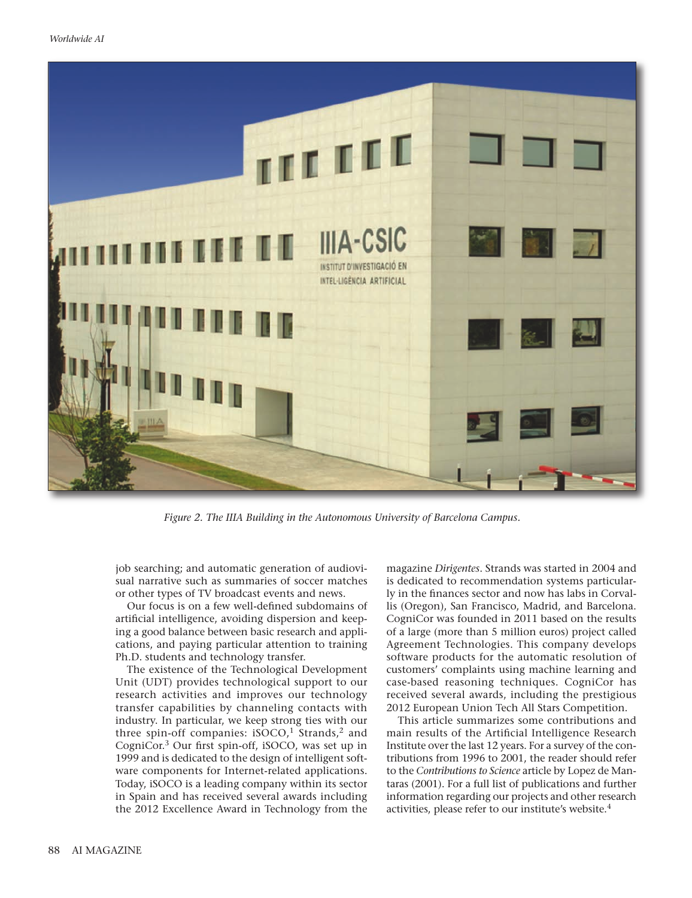Figure 2. The IIIA Building in the Autonomous University of Barcelona Campus.

job searching; and automatic generation of audiovisual narrative such as summaries of soccer matches or other types of TV broadcast events and news.

Our focus is on a few well-defined subdomains of artificial intelligence, avoiding dispersion and keeping a good balance between basic research and applications, and paying particular attention to training Ph.D. students and technology transfer.

The existence of the Technological Development Unit (UDT) provides technological support to our research activities and improves our technology transfer capabilities by channeling contacts with industry. In particular, we keep strong ties with our three spin-off companies: iSOCO,[1] Strands,[2] and CogniCor.[3] Our first spin-off, iSOCO, was set up in 1999 and is dedicated to the design of intelligent software components for Internet-related applications. Today, iSOCO is a leading company within its sector in Spain and has received several awards including the 2012 Excellence Award in Technology from the magazine *Dirigentes*. Strands was started in 2004 and is dedicated to recommendation systems particularly in the finances sector and now has labs in Corvallis (Oregon), San Francisco, Madrid, and Barcelona. CogniCor was founded in 2011 based on the results of a large (more than 5 million euros) project called Agreement Technologies. This company develops software products for the automatic resolution of customers' complaints using machine learning and case-based reasoning techniques. CogniCor has received several awards, including the prestigious 2012 European Union Tech All Stars Competition.

This article summarizes some contributions and main results of the Artificial Intelligence Research Institute over the last 12 years. For a survey of the contributions from 1996 to 2001, the reader should refer to the *Contributions to Science* article by Lopez de Mantaras (2001). For a full list of publications and further information regarding our projects and other research activities, please refer to our institute's website.[4]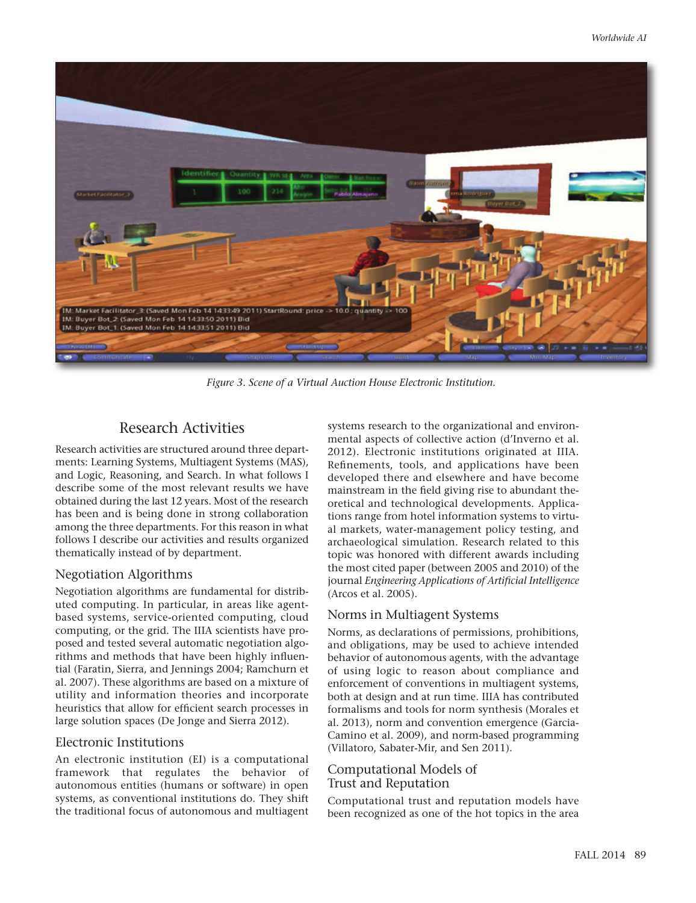Figure 3. Scene of a Virtual Auction House Electronic Institution.

## Research Activities

Research activities are structured around three departments: Learning Systems, Multiagent Systems (MAS), and Logic, Reasoning, and Search. In what follows I describe some of the most relevant results we have obtained during the last 12 years. Most of the research has been and is being done in strong collaboration among the three departments. For this reason in what follows I describe our activities and results organized thematically instead of by department.

### Negotiation Algorithms

Negotiation algorithms are fundamental for distributed computing. In particular, in areas like agent-based systems, service-oriented computing, cloud computing, or the grid. The IIIA scientists have proposed and tested several automatic negotiation algorithms and methods that have been highly influential (Faratin, Sierra, and Jennings 2004; Ramchurn et al. 2007). These algorithms are based on a mixture of utility and information theories and incorporate heuristics that allow for efficient search processes in large solution spaces (De Jonge and Sierra 2012).

### Electronic Institutions

An electronic institution (EI) is a computational framework that regulates the behavior of autonomous entities (humans or software) in open systems, as conventional institutions do. They shift the traditional focus of autonomous and multiagent systems research to the organizational and environmental aspects of collective action (d'Inverno et al. 2012). Electronic institutions originated at IIIA. Refinements, tools, and applications have been developed there and elsewhere and have become mainstream in the field giving rise to abundant theoretical and technological developments. Applications range from hotel information systems to virtual markets, water-management policy testing, and archaeological simulation. Research related to this topic was honored with different awards including the most cited paper (between 2005 and 2010) of the journal *Engineering Applications of Artificial Intelligence* (Arcos et al. 2005).

### Norms in Multiagent Systems

Norms, as declarations of permissions, prohibitions, and obligations, may be used to achieve intended behavior of autonomous agents, with the advantage of using logic to reason about compliance and enforcement of conventions in multiagent systems, both at design and at run time. IIIA has contributed formalisms and tools for norm synthesis (Morales et al. 2013), norm and convention emergence (Garcia-Camino et al. 2009), and norm-based programming (Villatoro, Sabater-Mir, and Sen 2011).

### Computational Models of Trust and Reputation

Computational trust and reputation models have been recognized as one of the hot topics in the area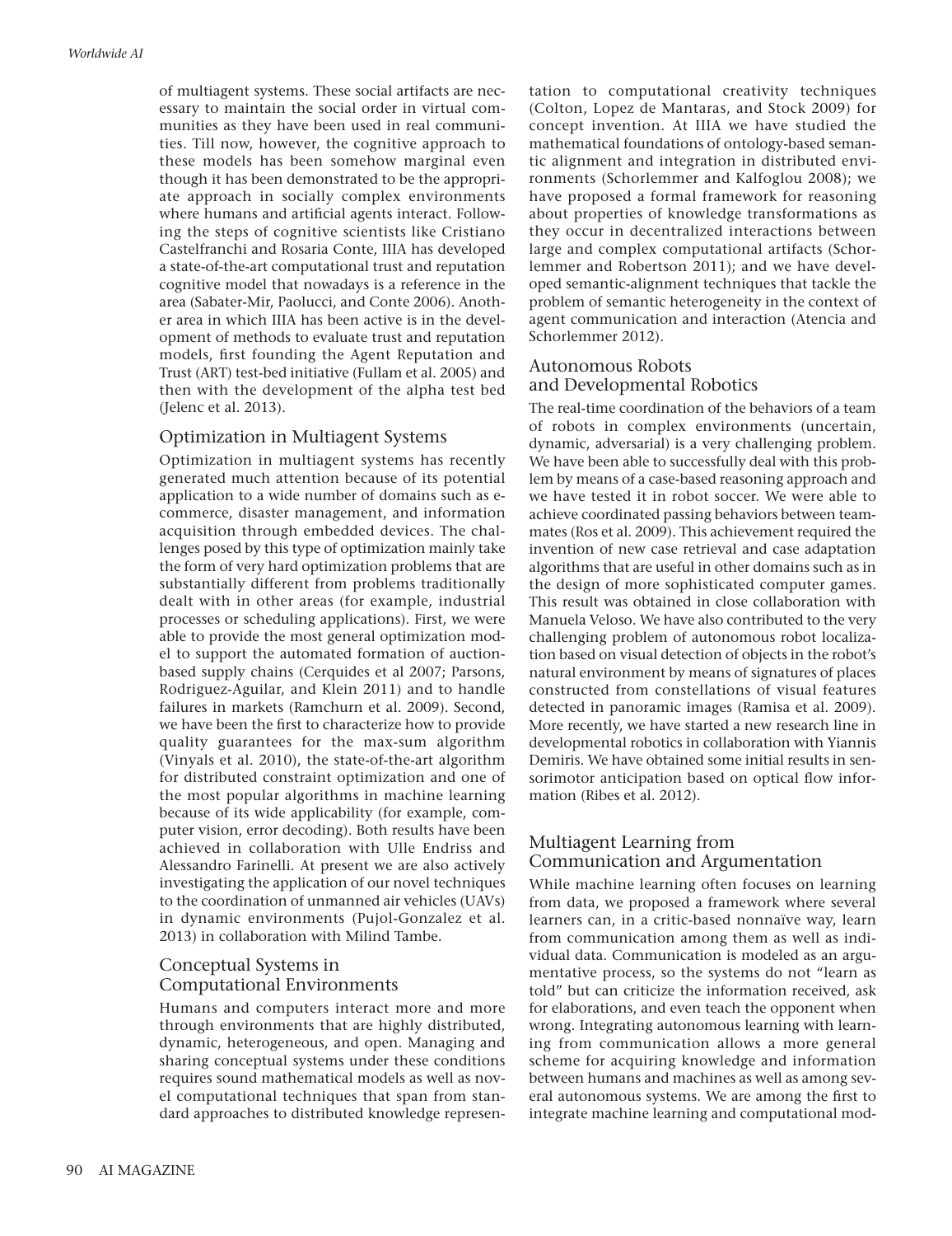of multiagent systems. These social artifacts are necessary to maintain the social order in virtual communities as they have been used in real communities. Till now, however, the cognitive approach to these models has been somehow marginal even though it has been demonstrated to be the appropriate approach in socially complex environments where humans and artificial agents interact. Following the steps of cognitive scientists like Cristiano Castelfranchi and Rosaria Conte, IIIA has developed a state-of-the-art computational trust and reputation cognitive model that nowadays is a reference in the area (Sabater-Mir, Paolucci, and Conte 2006). Another area in which IIIA has been active is in the development of methods to evaluate trust and reputation models, first founding the Agent Reputation and Trust (ART) test-bed initiative (Fullam et al. 2005) and then with the development of the alpha test bed (Jelenc et al. 2013).

## Optimization in Multiagent Systems

Optimization in multiagent systems has recently generated much attention because of its potential application to a wide number of domains such as e-commerce, disaster management, and information acquisition through embedded devices. The challenges posed by this type of optimization mainly take the form of very hard optimization problems that are substantially different from problems traditionally dealt with in other areas (for example, industrial processes or scheduling applications). First, we were able to provide the most general optimization model to support the automated formation of auction-based supply chains (Cerquides et al 2007; Parsons, Rodriguez-Aguilar, and Klein 2011) and to handle failures in markets (Ramchurn et al. 2009). Second, we have been the first to characterize how to provide quality guarantees for the max-sum algorithm (Vinyals et al. 2010), the state-of-the-art algorithm for distributed constraint optimization and one of the most popular algorithms in machine learning because of its wide applicability (for example, computer vision, error decoding). Both results have been achieved in collaboration with Ulle Endriss and Alessandro Farinelli. At present we are also actively investigating the application of our novel techniques to the coordination of unmanned air vehicles (UAVs) in dynamic environments (Pujol-Gonzalez et al. 2013) in collaboration with Milind Tambe.

## Conceptual Systems in Computational Environments

Humans and computers interact more and more through environments that are highly distributed, dynamic, heterogeneous, and open. Managing and sharing conceptual systems under these conditions requires sound mathematical models as well as novel computational techniques that span from standard approaches to distributed knowledge representation to computational creativity techniques (Colton, Lopez de Mantaras, and Stock 2009) for concept invention. At IIIA we have studied the mathematical foundations of ontology-based semantic alignment and integration in distributed environments (Schorlemmer and Kalfoglou 2008); we have proposed a formal framework for reasoning about properties of knowledge transformations as they occur in decentralized interactions between large and complex computational artifacts (Schorlemmer and Robertson 2011); and we have developed semantic-alignment techniques that tackle the problem of semantic heterogeneity in the context of agent communication and interaction (Atencia and Schorlemmer 2012).

## Autonomous Robots and Developmental Robotics

The real-time coordination of the behaviors of a team of robots in complex environments (uncertain, dynamic, adversarial) is a very challenging problem. We have been able to successfully deal with this problem by means of a case-based reasoning approach and we have tested it in robot soccer. We were able to achieve coordinated passing behaviors between teammates (Ros et al. 2009). This achievement required the invention of new case retrieval and case adaptation algorithms that are useful in other domains such as in the design of more sophisticated computer games. This result was obtained in close collaboration with Manuela Veloso. We have also contributed to the very challenging problem of autonomous robot localization based on visual detection of objects in the robot's natural environment by means of signatures of places constructed from constellations of visual features detected in panoramic images (Ramisa et al. 2009). More recently, we have started a new research line in developmental robotics in collaboration with Yiannis Demiris. We have obtained some initial results in sensorimotor anticipation based on optical flow information (Ribes et al. 2012).

## Multiagent Learning from Communication and Argumentation

While machine learning often focuses on learning from data, we proposed a framework where several learners can, in a critic-based nonnaïve way, learn from communication among them as well as individual data. Communication is modeled as an argumentative process, so the systems do not "learn as told" but can criticize the information received, ask for elaborations, and even teach the opponent when wrong. Integrating autonomous learning with learning from communication allows a more general scheme for acquiring knowledge and information between humans and machines as well as among several autonomous systems. We are among the first to integrate machine learning and computational mod-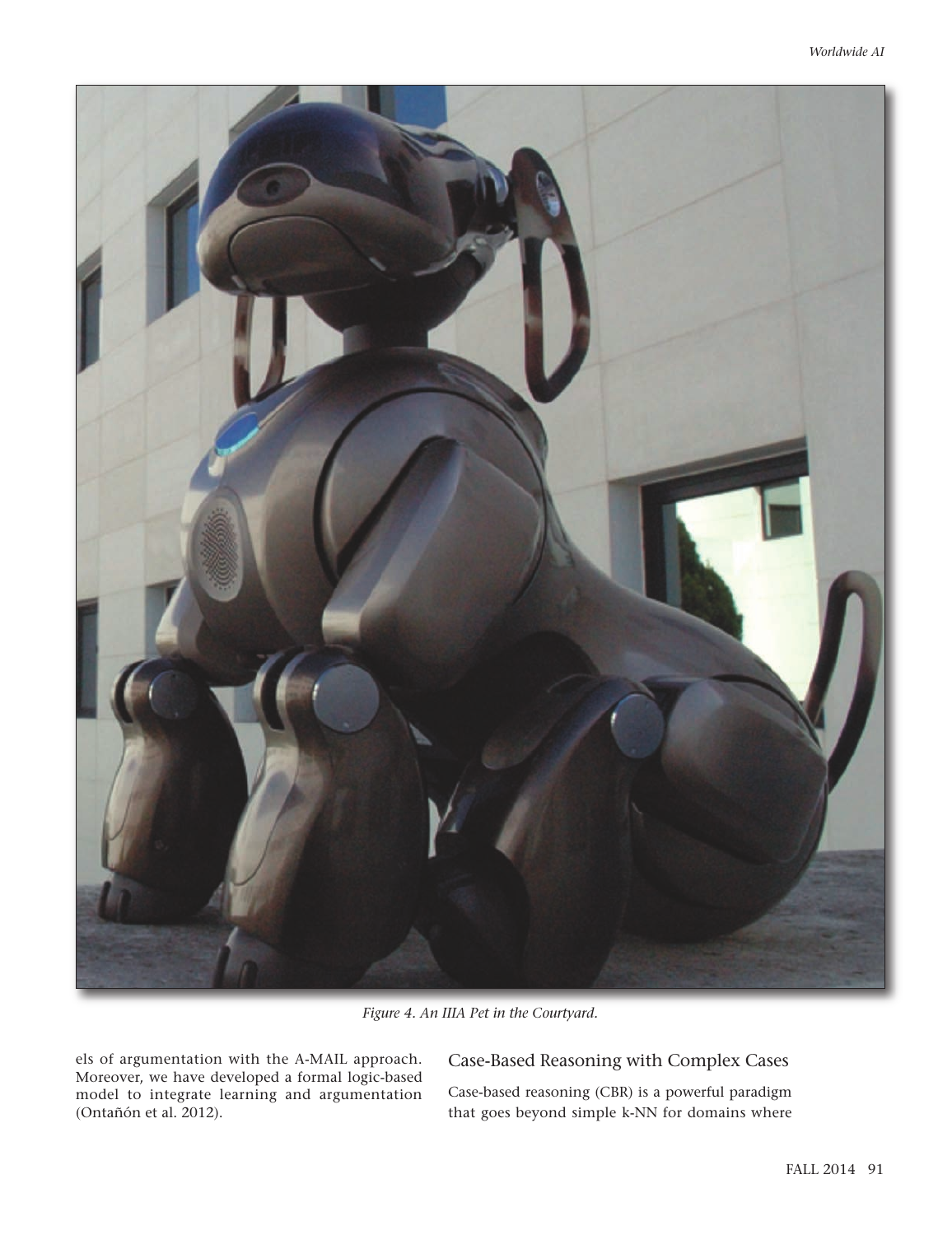*Figure 4. An IIIA Pet in the Courtyard.*

els of argumentation with the A-MAIL approach. Moreover, we have developed a formal logic-based model to integrate learning and argumentation (Ontañón et al. 2012).

## Case-Based Reasoning with Complex Cases

Case-based reasoning (CBR) is a powerful paradigm that goes beyond simple k-NN for domains where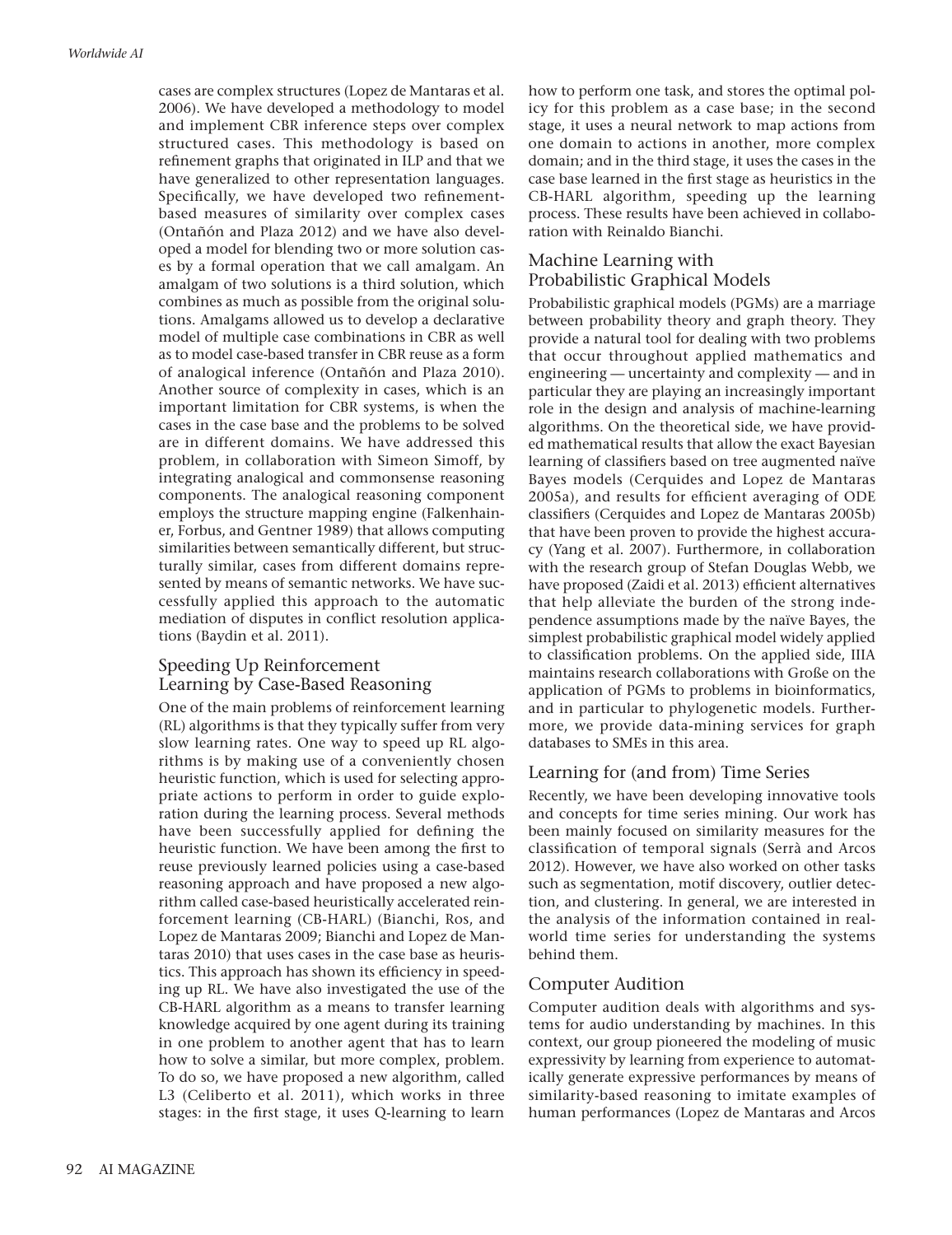cases are complex structures (Lopez de Mantaras et al. 2006). We have developed a methodology to model and implement CBR inference steps over complex structured cases. This methodology is based on refinement graphs that originated in ILP and that we have generalized to other representation languages. Specifically, we have developed two refinement-based measures of similarity over complex cases (Ontañón and Plaza 2012) and we have also developed a model for blending two or more solution cases by a formal operation that we call amalgam. An amalgam of two solutions is a third solution, which combines as much as possible from the original solutions. Amalgams allowed us to develop a declarative model of multiple case combinations in CBR as well as to model case-based transfer in CBR reuse as a form of analogical inference (Ontañón and Plaza 2010). Another source of complexity in cases, which is an important limitation for CBR systems, is when the cases in the case base and the problems to be solved are in different domains. We have addressed this problem, in collaboration with Simeon Simoff, by integrating analogical and commonsense reasoning components. The analogical reasoning component employs the structure mapping engine (Falkenhainer, Forbus, and Gentner 1989) that allows computing similarities between semantically different, but structurally similar, cases from different domains represented by means of semantic networks. We have successfully applied this approach to the automatic mediation of disputes in conflict resolution applications (Baydin et al. 2011).

## Speeding Up Reinforcement Learning by Case-Based Reasoning

One of the main problems of reinforcement learning (RL) algorithms is that they typically suffer from very slow learning rates. One way to speed up RL algorithms is by making use of a conveniently chosen heuristic function, which is used for selecting appropriate actions to perform in order to guide exploration during the learning process. Several methods have been successfully applied for defining the heuristic function. We have been among the first to reuse previously learned policies using a case-based reasoning approach and have proposed a new algorithm called case-based heuristically accelerated reinforcement learning (CB-HARL) (Bianchi, Ros, and Lopez de Mantaras 2009; Bianchi and Lopez de Mantaras 2010) that uses cases in the case base as heuristics. This approach has shown its efficiency in speeding up RL. We have also investigated the use of the CB-HARL algorithm as a means to transfer learning knowledge acquired by one agent during its training in one problem to another agent that has to learn how to solve a similar, but more complex, problem. To do so, we have proposed a new algorithm, called L3 (Celiberto et al. 2011), which works in three stages: in the first stage, it uses Q-learning to learn how to perform one task, and stores the optimal policy for this problem as a case base; in the second stage, it uses a neural network to map actions from one domain to actions in another, more complex domain; and in the third stage, it uses the cases in the case base learned in the first stage as heuristics in the CB-HARL algorithm, speeding up the learning process. These results have been achieved in collaboration with Reinaldo Bianchi.

## Machine Learning with Probabilistic Graphical Models

Probabilistic graphical models (PGMs) are a marriage between probability theory and graph theory. They provide a natural tool for dealing with two problems that occur throughout applied mathematics and engineering — uncertainty and complexity — and in particular they are playing an increasingly important role in the design and analysis of machine-learning algorithms. On the theoretical side, we have provided mathematical results that allow the exact Bayesian learning of classifiers based on tree augmented naïve Bayes models (Cerquides and Lopez de Mantaras 2005a), and results for efficient averaging of ODE classifiers (Cerquides and Lopez de Mantaras 2005b) that have been proven to provide the highest accuracy (Yang et al. 2007). Furthermore, in collaboration with the research group of Stefan Douglas Webb, we have proposed (Zaidi et al. 2013) efficient alternatives that help alleviate the burden of the strong independence assumptions made by the naïve Bayes, the simplest probabilistic graphical model widely applied to classification problems. On the applied side, IIIA maintains research collaborations with Große on the application of PGMs to problems in bioinformatics, and in particular to phylogenetic models. Furthermore, we provide data-mining services for graph databases to SMEs in this area.

## Learning for (and from) Time Series

Recently, we have been developing innovative tools and concepts for time series mining. Our work has been mainly focused on similarity measures for the classification of temporal signals (Serrà and Arcos 2012). However, we have also worked on other tasks such as segmentation, motif discovery, outlier detection, and clustering. In general, we are interested in the analysis of the information contained in real-world time series for understanding the systems behind them.

## Computer Audition

Computer audition deals with algorithms and systems for audio understanding by machines. In this context, our group pioneered the modeling of music expressivity by learning from experience to automatically generate expressive performances by means of similarity-based reasoning to imitate examples of human performances (Lopez de Mantaras and Arcos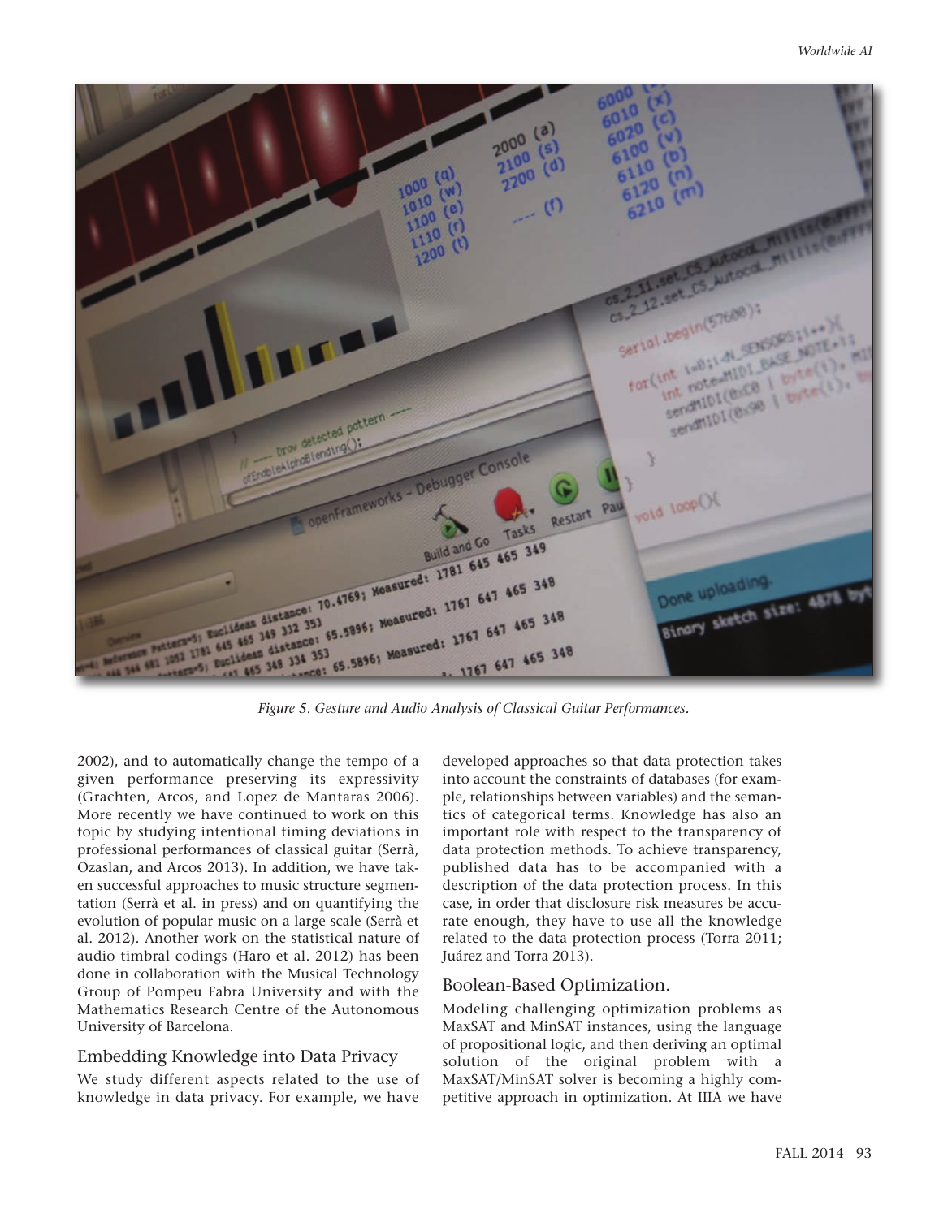Figure 5. Gesture and Audio Analysis of Classical Guitar Performances.

2002), and to automatically change the tempo of a given performance preserving its expressivity (Grachten, Arcos, and Lopez de Mantaras 2006). More recently we have continued to work on this topic by studying intentional timing deviations in professional performances of classical guitar (Serrà, Ozaslan, and Arcos 2013). In addition, we have taken successful approaches to music structure segmentation (Serrà et al. in press) and on quantifying the evolution of popular music on a large scale (Serrà et al. 2012). Another work on the statistical nature of audio timbral codings (Haro et al. 2012) has been done in collaboration with the Musical Technology Group of Pompeu Fabra University and with the Mathematics Research Centre of the Autonomous University of Barcelona.

## Embedding Knowledge into Data Privacy

We study different aspects related to the use of knowledge in data privacy. For example, we have developed approaches so that data protection takes into account the constraints of databases (for example, relationships between variables) and the semantics of categorical terms. Knowledge has also an important role with respect to the transparency of data protection methods. To achieve transparency, published data has to be accompanied with a description of the data protection process. In this case, in order that disclosure risk measures be accurate enough, they have to use all the knowledge related to the data protection process (Torra 2011; Juárez and Torra 2013).

## Boolean-Based Optimization.

Modeling challenging optimization problems as MaxSAT and MinSAT instances, using the language of propositional logic, and then deriving an optimal solution of the original problem with a MaxSAT/MinSAT solver is becoming a highly competitive approach in optimization. At IIIA we have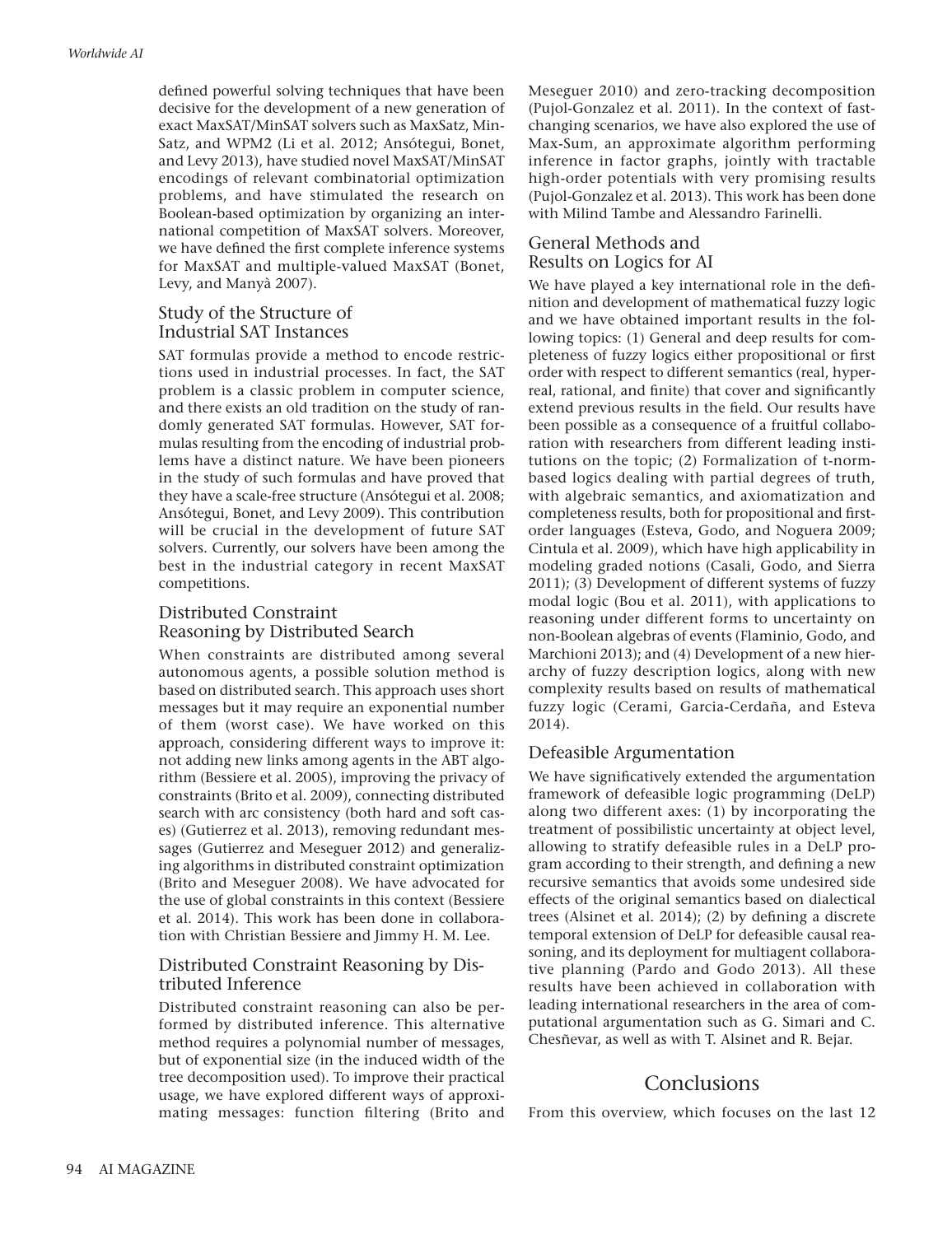defined powerful solving techniques that have been decisive for the development of a new generation of exact MaxSAT/MinSAT solvers such as MaxSatz, MinSatz, and WPM2 (Li et al. 2012; Ansótegui, Bonet, and Levy 2013), have studied novel MaxSAT/MinSAT encodings of relevant combinatorial optimization problems, and have stimulated the research on Boolean-based optimization by organizing an international competition of MaxSAT solvers. Moreover, we have defined the first complete inference systems for MaxSAT and multiple-valued MaxSAT (Bonet, Levy, and Manyà 2007).

### Study of the Structure of Industrial SAT Instances

SAT formulas provide a method to encode restrictions used in industrial processes. In fact, the SAT problem is a classic problem in computer science, and there exists an old tradition on the study of randomly generated SAT formulas. However, SAT formulas resulting from the encoding of industrial problems have a distinct nature. We have been pioneers in the study of such formulas and have proved that they have a scale-free structure (Ansótegui et al. 2008; Ansótegui, Bonet, and Levy 2009). This contribution will be crucial in the development of future SAT solvers. Currently, our solvers have been among the best in the industrial category in recent MaxSAT competitions.

### Distributed Constraint Reasoning by Distributed Search

When constraints are distributed among several autonomous agents, a possible solution method is based on distributed search. This approach uses short messages but it may require an exponential number of them (worst case). We have worked on this approach, considering different ways to improve it: not adding new links among agents in the ABT algorithm (Bessiere et al. 2005), improving the privacy of constraints (Brito et al. 2009), connecting distributed search with arc consistency (both hard and soft cases) (Gutierrez et al. 2013), removing redundant messages (Gutierrez and Meseguer 2012) and generalizing algorithms in distributed constraint optimization (Brito and Meseguer 2008). We have advocated for the use of global constraints in this context (Bessiere et al. 2014). This work has been done in collaboration with Christian Bessiere and Jimmy H. M. Lee.

### Distributed Constraint Reasoning by Distributed Inference

Distributed constraint reasoning can also be performed by distributed inference. This alternative method requires a polynomial number of messages, but of exponential size (in the induced width of the tree decomposition used). To improve their practical usage, we have explored different ways of approximating messages: function filtering (Brito and Meseguer 2010) and zero-tracking decomposition (Pujol-Gonzalez et al. 2011). In the context of fast-changing scenarios, we have also explored the use of Max-Sum, an approximate algorithm performing inference in factor graphs, jointly with tractable high-order potentials with very promising results (Pujol-Gonzalez et al. 2013). This work has been done with Milind Tambe and Alessandro Farinelli.

### General Methods and Results on Logics for AI

We have played a key international role in the definition and development of mathematical fuzzy logic and we have obtained important results in the following topics: (1) General and deep results for completeness of fuzzy logics either propositional or first order with respect to different semantics (real, hyperreal, rational, and finite) that cover and significantly extend previous results in the field. Our results have been possible as a consequence of a fruitful collaboration with researchers from different leading institutions on the topic; (2) Formalization of t-norm-based logics dealing with partial degrees of truth, with algebraic semantics, and axiomatization and completeness results, both for propositional and first-order languages (Esteva, Godo, and Noguera 2009; Cintula et al. 2009), which have high applicability in modeling graded notions (Casali, Godo, and Sierra 2011); (3) Development of different systems of fuzzy modal logic (Bou et al. 2011), with applications to reasoning under different forms to uncertainty on non-Boolean algebras of events (Flaminio, Godo, and Marchioni 2013); and (4) Development of a new hierarchy of fuzzy description logics, along with new complexity results based on results of mathematical fuzzy logic (Cerami, Garcia-Cerdaña, and Esteva 2014).

### Defeasible Argumentation

We have significatively extended the argumentation framework of defeasible logic programming (DeLP) along two different axes: (1) by incorporating the treatment of possibilistic uncertainty at object level, allowing to stratify defeasible rules in a DeLP program according to their strength, and defining a new recursive semantics that avoids some undesired side effects of the original semantics based on dialectical trees (Alsinet et al. 2014); (2) by defining a discrete temporal extension of DeLP for defeasible causal reasoning, and its deployment for multiagent collaborative planning (Pardo and Godo 2013). All these results have been achieved in collaboration with leading international researchers in the area of computational argumentation such as G. Simari and C. Chesñevar, as well as with T. Alsinet and R. Bejar.

## Conclusions

From this overview, which focuses on the last 12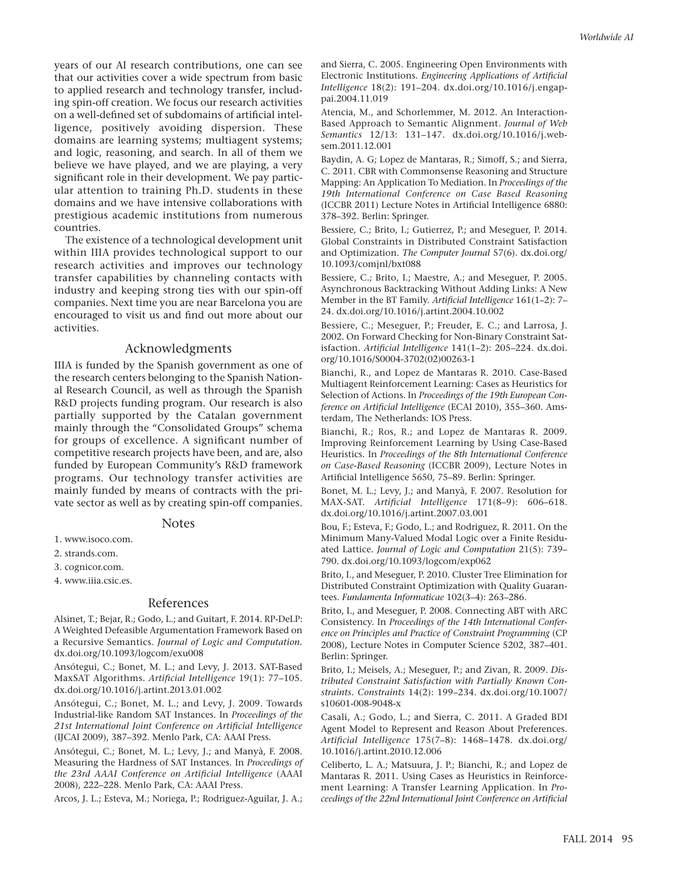years of our AI research contributions, one can see that our activities cover a wide spectrum from basic to applied research and technology transfer, including spin-off creation. We focus our research activities on a well-defined set of subdomains of artificial intelligence, positively avoiding dispersion. These domains are learning systems; multiagent systems; and logic, reasoning, and search. In all of them we believe we have played, and we are playing, a very significant role in their development. We pay particular attention to training Ph.D. students in these domains and we have intensive collaborations with prestigious academic institutions from numerous countries.

The existence of a technological development unit within IIIA provides technological support to our research activities and improves our technology transfer capabilities by channeling contacts with industry and keeping strong ties with our spin-off companies. Next time you are near Barcelona you are encouraged to visit us and find out more about our activities.

## Acknowledgments

IIIA is funded by the Spanish government as one of the research centers belonging to the Spanish National Research Council, as well as through the Spanish R&D projects funding program. Our research is also partially supported by the Catalan government mainly through the "Consolidated Groups" schema for groups of excellence. A significant number of competitive research projects have been, and are, also funded by European Community's R&D framework programs. Our technology transfer activities are mainly funded by means of contracts with the private sector as well as by creating spin-off companies.

## Notes

1. www.isoco.com.
2. strands.com.
3. cognicor.com.
4. www.iiia.csic.es.

## References

Alsinet, T.; Bejar, R.; Godo, L.; and Guitart, F. 2014. RP-DeLP: A Weighted Defeasible Argumentation Framework Based on a Recursive Semantics. *Journal of Logic and Computation.* dx.doi.org/10.1093/logcom/exu008

Ansótegui, C.; Bonet, M. L.; and Levy, J. 2013. SAT-Based MaxSAT Algorithms. *Artificial Intelligence* 19(1): 77–105. dx.doi.org/10.1016/j.artint.2013.01.002

Ansótegui, C.; Bonet, M. L.; and Levy, J. 2009. Towards Industrial-like Random SAT Instances. In *Proceedings of the 21st International Joint Conference on Artificial Intelligence* (IJCAI 2009), 387–392. Menlo Park, CA: AAAI Press.

Ansótegui, C.; Bonet, M. L.; Levy, J.; and Manyà, F. 2008. Measuring the Hardness of SAT Instances. In *Proceedings of the 23rd AAAI Conference on Artificial Intelligence* (AAAI 2008), 222–228. Menlo Park, CA: AAAI Press.

Arcos, J. L.; Esteva, M.; Noriega, P.; Rodriguez-Aguilar, J. A.; and Sierra, C. 2005. Engineering Open Environments with Electronic Institutions. *Engineering Applications of Artificial Intelligence* 18(2): 191–204. dx.doi.org/10.1016/j.engappai.2004.11.019

Atencia, M., and Schorlemmer, M. 2012. An Interaction-Based Approach to Semantic Alignment. *Journal of Web Semantics* 12/13: 131–147. dx.doi.org/10.1016/j.websem.2011.12.001

Baydin, A. G; Lopez de Mantaras, R.; Simoff, S.; and Sierra, C. 2011. CBR with Commonsense Reasoning and Structure Mapping: An Application To Mediation. In *Proceedings of the 19th International Conference on Case Based Reasoning* (ICCBR 2011) Lecture Notes in Artificial Intelligence 6880: 378–392. Berlin: Springer.

Bessiere, C.; Brito, I.; Gutierrez, P.; and Meseguer, P. 2014. Global Constraints in Distributed Constraint Satisfaction and Optimization. *The Computer Journal* 57(6). dx.doi.org/10.1093/comjnl/bxt088

Bessiere, C.; Brito, I.; Maestre, A.; and Meseguer, P. 2005. Asynchronous Backtracking Without Adding Links: A New Member in the BT Family. *Artificial Intelligence* 161(1–2): 7–24. dx.doi.org/10.1016/j.artint.2004.10.002

Bessiere, C.; Meseguer, P.; Freuder, E. C.; and Larrosa, J. 2002. On Forward Checking for Non-Binary Constraint Satisfaction. *Artificial Intelligence* 141(1–2): 205–224. dx.doi.org/10.1016/S0004-3702(02)00263-1

Bianchi, R., and Lopez de Mantaras R. 2010. Case-Based Multiagent Reinforcement Learning: Cases as Heuristics for Selection of Actions. In *Proceedings of the 19th European Conference on Artificial Intelligence* (ECAI 2010), 355–360. Amsterdam, The Netherlands: IOS Press.

Bianchi, R.; Ros, R.; and Lopez de Mantaras R. 2009. Improving Reinforcement Learning by Using Case-Based Heuristics. In *Proceedings of the 8th International Conference on Case-Based Reasoning* (ICCBR 2009), Lecture Notes in Artificial Intelligence 5650, 75–89. Berlin: Springer.

Bonet, M. L.; Levy, J.; and Manyà, F. 2007. Resolution for MAX-SAT. *Artificial Intelligence* 171(8–9): 606–618. dx.doi.org/10.1016/j.artint.2007.03.001

Bou, F.; Esteva, F.; Godo, L.; and Rodriguez, R. 2011. On the Minimum Many-Valued Modal Logic over a Finite Residuated Lattice. *Journal of Logic and Computation* 21(5): 739–790. dx.doi.org/10.1093/logcom/exp062

Brito, I., and Meseguer, P. 2010. Cluster Tree Elimination for Distributed Constraint Optimization with Quality Guarantees. *Fundamenta Informaticae* 102(3–4): 263–286.

Brito, I., and Meseguer, P. 2008. Connecting ABT with ARC Consistency. In *Proceedings of the 14th International Conference on Principles and Practice of Constraint Programming* (CP 2008), Lecture Notes in Computer Science 5202, 387–401. Berlin: Springer.

Brito, I.; Meisels, A.; Meseguer, P.; and Zivan, R. 2009. *Distributed Constraint Satisfaction with Partially Known Constraints. Constraints* 14(2): 199–234. dx.doi.org/10.1007/s10601-008-9048-x

Casali, A.; Godo, L.; and Sierra, C. 2011. A Graded BDI Agent Model to Represent and Reason About Preferences. *Artificial Intelligence* 175(7–8): 1468–1478. dx.doi.org/10.1016/j.artint.2010.12.006

Celiberto, L. A.; Matsuura, J. P.; Bianchi, R.; and Lopez de Mantaras R. 2011. Using Cases as Heuristics in Reinforcement Learning: A Transfer Learning Application. In *Proceedings of the 22nd International Joint Conference on Artificial*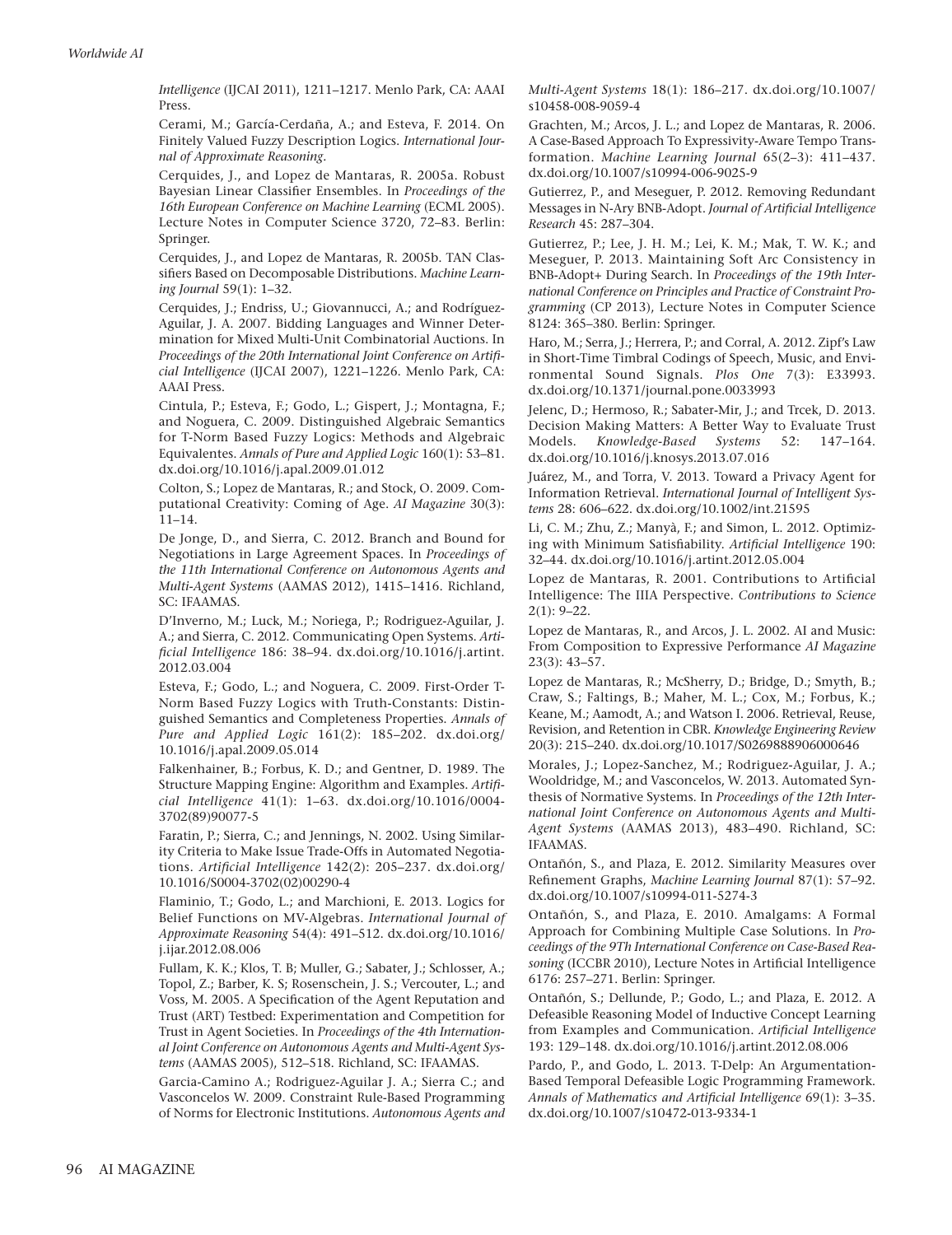*Intelligence* (IJCAI 2011), 1211–1217. Menlo Park, CA: AAAI Press.

Cerami, M.; García-Cerdaña, A.; and Esteva, F. 2014. On Finitely Valued Fuzzy Description Logics. *International Journal of Approximate Reasoning*.

Cerquides, J., and Lopez de Mantaras, R. 2005a. Robust Bayesian Linear Classifier Ensembles. In *Proceedings of the 16th European Conference on Machine Learning* (ECML 2005). Lecture Notes in Computer Science 3720, 72–83. Berlin: Springer.

Cerquides, J., and Lopez de Mantaras, R. 2005b. TAN Classifiers Based on Decomposable Distributions. *Machine Learning Journal* 59(1): 1–32.

Cerquides, J.; Endriss, U.; Giovannucci, A.; and Rodríguez-Aguilar, J. A. 2007. Bidding Languages and Winner Determination for Mixed Multi-Unit Combinatorial Auctions. In *Proceedings of the 20th International Joint Conference on Artificial Intelligence* (IJCAI 2007), 1221–1226. Menlo Park, CA: AAAI Press.

Cintula, P.; Esteva, F.; Godo, L.; Gispert, J.; Montagna, F.; and Noguera, C. 2009. Distinguished Algebraic Semantics for T-Norm Based Fuzzy Logics: Methods and Algebraic Equivalentes. *Annals of Pure and Applied Logic* 160(1): 53–81. dx.doi.org/10.1016/j.apal.2009.01.012

Colton, S.; Lopez de Mantaras, R.; and Stock, O. 2009. Computational Creativity: Coming of Age. *AI Magazine* 30(3): 11–14.

De Jonge, D., and Sierra, C. 2012. Branch and Bound for Negotiations in Large Agreement Spaces. In *Proceedings of the 11th International Conference on Autonomous Agents and Multi-Agent Systems* (AAMAS 2012), 1415–1416. Richland, SC: IFAAMAS.

D'Inverno, M.; Luck, M.; Noriega, P.; Rodriguez-Aguilar, J. A.; and Sierra, C. 2012. Communicating Open Systems. *Artificial Intelligence* 186: 38–94. dx.doi.org/10.1016/j.artint.2012.03.004

Esteva, F.; Godo, L.; and Noguera, C. 2009. First-Order T-Norm Based Fuzzy Logics with Truth-Constants: Distinguished Semantics and Completeness Properties. *Annals of Pure and Applied Logic* 161(2): 185–202. dx.doi.org/10.1016/j.apal.2009.05.014

Falkenhainer, B.; Forbus, K. D.; and Gentner, D. 1989. The Structure Mapping Engine: Algorithm and Examples. *Artificial Intelligence* 41(1): 1–63. dx.doi.org/10.1016/0004-3702(89)90077-5

Faratin, P.; Sierra, C.; and Jennings, N. 2002. Using Similarity Criteria to Make Issue Trade-Offs in Automated Negotiations. *Artificial Intelligence* 142(2): 205–237. dx.doi.org/10.1016/S0004-3702(02)00290-4

Flaminio, T.; Godo, L.; and Marchioni, E. 2013. Logics for Belief Functions on MV-Algebras. *International Journal of Approximate Reasoning* 54(4): 491–512. dx.doi.org/10.1016/j.ijar.2012.08.006

Fullam, K. K.; Klos, T. B; Muller, G.; Sabater, J.; Schlosser, A.; Topol, Z.; Barber, K. S; Rosenschein, J. S.; Vercouter, L.; and Voss, M. 2005. A Specification of the Agent Reputation and Trust (ART) Testbed: Experimentation and Competition for Trust in Agent Societies. In *Proceedings of the 4th International Joint Conference on Autonomous Agents and Multi-Agent Systems* (AAMAS 2005), 512–518. Richland, SC: IFAAMAS.

Garcia-Camino A.; Rodriguez-Aguilar J. A.; Sierra C.; and Vasconcelos W. 2009. Constraint Rule-Based Programming of Norms for Electronic Institutions. *Autonomous Agents and Multi-Agent Systems* 18(1): 186–217. dx.doi.org/10.1007/s10458-008-9059-4

Grachten, M.; Arcos, J. L.; and Lopez de Mantaras, R. 2006. A Case-Based Approach To Expressivity-Aware Tempo Transformation. *Machine Learning Journal* 65(2–3): 411–437. dx.doi.org/10.1007/s10994-006-9025-9

Gutierrez, P., and Meseguer, P. 2012. Removing Redundant Messages in N-Ary BNB-Adopt. *Journal of Artificial Intelligence Research* 45: 287–304.

Gutierrez, P.; Lee, J. H. M.; Lei, K. M.; Mak, T. W. K.; and Meseguer, P. 2013. Maintaining Soft Arc Consistency in BNB-Adopt+ During Search. In *Proceedings of the 19th International Conference on Principles and Practice of Constraint Programming* (CP 2013), Lecture Notes in Computer Science 8124: 365–380. Berlin: Springer.

Haro, M.; Serra, J.; Herrera, P.; and Corral, A. 2012. Zipf's Law in Short-Time Timbral Codings of Speech, Music, and Environmental Sound Signals. *Plos One* 7(3): E33993. dx.doi.org/10.1371/journal.pone.0033993

Jelenc, D.; Hermoso, R.; Sabater-Mir, J.; and Trcek, D. 2013. Decision Making Matters: A Better Way to Evaluate Trust Models. *Knowledge-Based Systems* 52: 147–164. dx.doi.org/10.1016/j.knosys.2013.07.016

Juárez, M., and Torra, V. 2013. Toward a Privacy Agent for Information Retrieval. *International Journal of Intelligent Systems* 28: 606–622. dx.doi.org/10.1002/int.21595

Li, C. M.; Zhu, Z.; Manyà, F.; and Simon, L. 2012. Optimizing with Minimum Satisfiability. *Artificial Intelligence* 190: 32–44. dx.doi.org/10.1016/j.artint.2012.05.004

Lopez de Mantaras, R. 2001. Contributions to Artificial Intelligence: The IIIA Perspective. *Contributions to Science* 2(1): 9–22.

Lopez de Mantaras, R., and Arcos, J. L. 2002. AI and Music: From Composition to Expressive Performance *AI Magazine* 23(3): 43–57.

Lopez de Mantaras, R.; McSherry, D.; Bridge, D.; Smyth, B.; Craw, S.; Faltings, B.; Maher, M. L.; Cox, M.; Forbus, K.; Keane, M.; Aamodt, A.; and Watson I. 2006. Retrieval, Reuse, Revision, and Retention in CBR. *Knowledge Engineering Review* 20(3): 215–240. dx.doi.org/10.1017/S0269888906000646

Morales, J.; Lopez-Sanchez, M.; Rodriguez-Aguilar, J. A.; Wooldridge, M.; and Vasconcelos, W. 2013. Automated Synthesis of Normative Systems. In *Proceedings of the 12th International Joint Conference on Autonomous Agents and Multi-Agent Systems* (AAMAS 2013), 483–490. Richland, SC: IFAAMAS.

Ontañón, S., and Plaza, E. 2012. Similarity Measures over Refinement Graphs, *Machine Learning Journal* 87(1): 57–92. dx.doi.org/10.1007/s10994-011-5274-3

Ontañón, S., and Plaza, E. 2010. Amalgams: A Formal Approach for Combining Multiple Case Solutions. In *Proceedings of the 9Th International Conference on Case-Based Reasoning* (ICCBR 2010), Lecture Notes in Artificial Intelligence 6176: 257–271. Berlin: Springer.

Ontañón, S.; Dellunde, P.; Godo, L.; and Plaza, E. 2012. A Defeasible Reasoning Model of Inductive Concept Learning from Examples and Communication. *Artificial Intelligence* 193: 129–148. dx.doi.org/10.1016/j.artint.2012.08.006

Pardo, P., and Godo, L. 2013. T-Delp: An Argumentation-Based Temporal Defeasible Logic Programming Framework. *Annals of Mathematics and Artificial Intelligence* 69(1): 3–35. dx.doi.org/10.1007/s10472-013-9334-1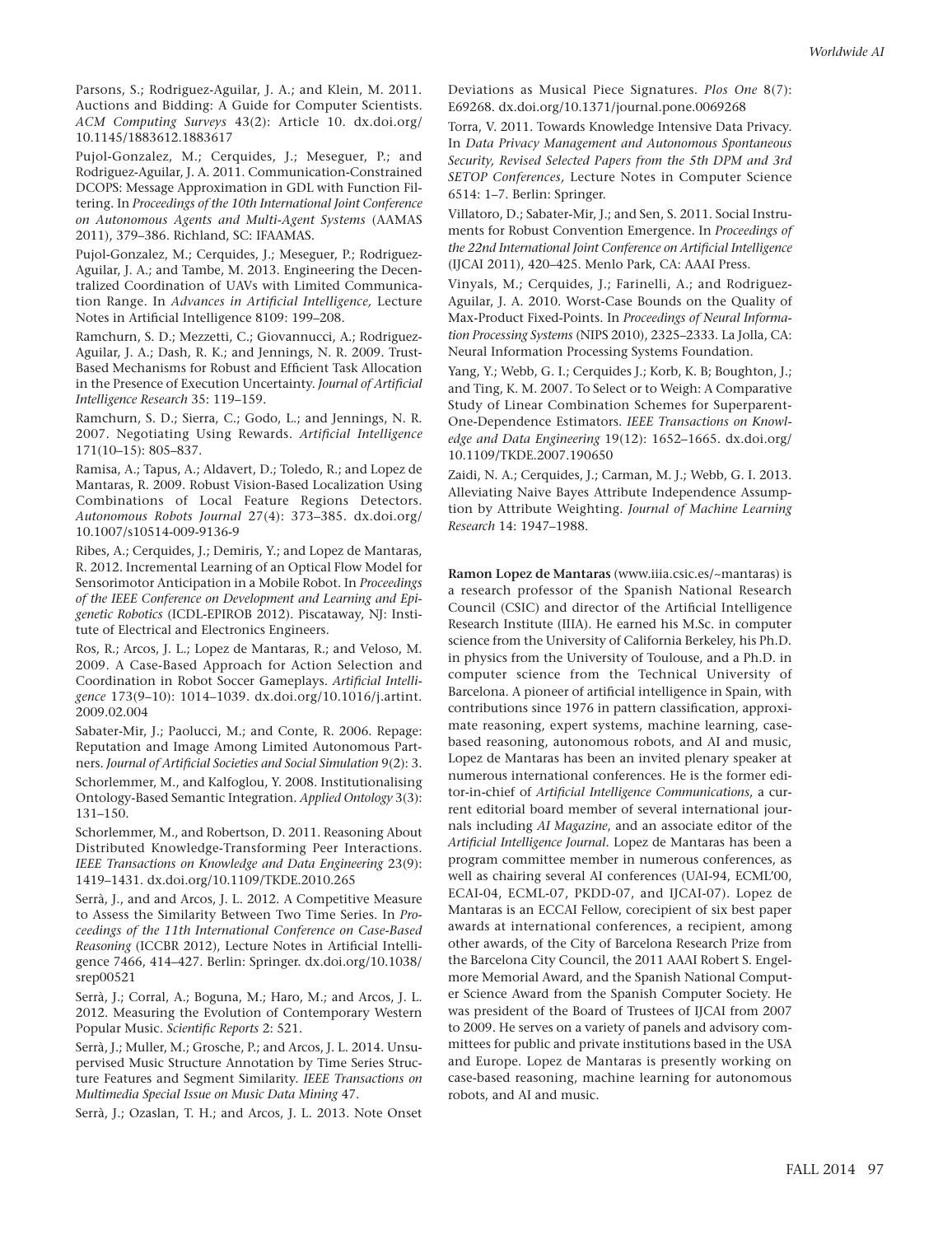Parsons, S.; Rodriguez-Aguilar, J. A.; and Klein, M. 2011. Auctions and Bidding: A Guide for Computer Scientists. *ACM Computing Surveys* 43(2): Article 10. dx.doi.org/10.1145/1883612.1883617

Pujol-Gonzalez, M.; Cerquides, J.; Meseguer, P.; and Rodriguez-Aguilar, J. A. 2011. Communication-Constrained DCOPS: Message Approximation in GDL with Function Filtering. In *Proceedings of the 10th International Joint Conference on Autonomous Agents and Multi-Agent Systems* (AAMAS 2011), 379–386. Richland, SC: IFAAMAS.

Pujol-Gonzalez, M.; Cerquides, J.; Meseguer, P.; Rodriguez-Aguilar, J. A.; and Tambe, M. 2013. Engineering the Decentralized Coordination of UAVs with Limited Communication Range. In *Advances in Artificial Intelligence,* Lecture Notes in Artificial Intelligence 8109: 199–208.

Ramchurn, S. D.; Mezzetti, C.; Giovannucci, A.; Rodriguez-Aguilar, J. A.; Dash, R. K.; and Jennings, N. R. 2009. Trust-Based Mechanisms for Robust and Efficient Task Allocation in the Presence of Execution Uncertainty. *Journal of Artificial Intelligence Research* 35: 119–159.

Ramchurn, S. D.; Sierra, C.; Godo, L.; and Jennings, N. R. 2007. Negotiating Using Rewards. *Artificial Intelligence* 171(10–15): 805–837.

Ramisa, A.; Tapus, A.; Aldavert, D.; Toledo, R.; and Lopez de Mantaras, R. 2009. Robust Vision-Based Localization Using Combinations of Local Feature Regions Detectors. *Autonomous Robots Journal* 27(4): 373–385. dx.doi.org/10.1007/s10514-009-9136-9

Ribes, A.; Cerquides, J.; Demiris, Y.; and Lopez de Mantaras, R. 2012. Incremental Learning of an Optical Flow Model for Sensorimotor Anticipation in a Mobile Robot. In *Proceedings of the IEEE Conference on Development and Learning and Epigenetic Robotics* (ICDL-EPIROB 2012). Piscataway, NJ: Institute of Electrical and Electronics Engineers.

Ros, R.; Arcos, J. L.; Lopez de Mantaras, R.; and Veloso, M. 2009. A Case-Based Approach for Action Selection and Coordination in Robot Soccer Gameplays. *Artificial Intelligence* 173(9–10): 1014–1039. dx.doi.org/10.1016/j.artint.2009.02.004

Sabater-Mir, J.; Paolucci, M.; and Conte, R. 2006. Repage: Reputation and Image Among Limited Autonomous Partners. *Journal of Artificial Societies and Social Simulation* 9(2): 3.

Schorlemmer, M., and Kalfoglou, Y. 2008. Institutionalising Ontology-Based Semantic Integration. *Applied Ontology* 3(3): 131–150.

Schorlemmer, M., and Robertson, D. 2011. Reasoning About Distributed Knowledge-Transforming Peer Interactions. *IEEE Transactions on Knowledge and Data Engineering* 23(9): 1419–1431. dx.doi.org/10.1109/TKDE.2010.265

Serrà, J., and and Arcos, J. L. 2012. A Competitive Measure to Assess the Similarity Between Two Time Series. In *Proceedings of the 11th International Conference on Case-Based Reasoning* (ICCBR 2012), Lecture Notes in Artificial Intelligence 7466, 414–427. Berlin: Springer. dx.doi.org/10.1038/srep00521

Serrà, J.; Corral, A.; Boguna, M.; Haro, M.; and Arcos, J. L. 2012. Measuring the Evolution of Contemporary Western Popular Music. *Scientific Reports* 2: 521.

Serrà, J.; Muller, M.; Grosche, P.; and Arcos, J. L. 2014. Unsupervised Music Structure Annotation by Time Series Structure Features and Segment Similarity. *IEEE Transactions on Multimedia Special Issue on Music Data Mining* 47.

Serrà, J.; Ozaslan, T. H.; and Arcos, J. L. 2013. Note Onset Deviations as Musical Piece Signatures. *Plos One* 8(7): E69268. dx.doi.org/10.1371/journal.pone.0069268

Torra, V. 2011. Towards Knowledge Intensive Data Privacy. In *Data Privacy Management and Autonomous Spontaneous Security, Revised Selected Papers from the 5th DPM and 3rd SETOP Conferences,* Lecture Notes in Computer Science 6514: 1–7. Berlin: Springer.

Villatoro, D.; Sabater-Mir, J.; and Sen, S. 2011. Social Instruments for Robust Convention Emergence. In *Proceedings of the 22nd International Joint Conference on Artificial Intelligence* (IJCAI 2011), 420–425. Menlo Park, CA: AAAI Press.

Vinyals, M.; Cerquides, J.; Farinelli, A.; and Rodriguez-Aguilar, J. A. 2010. Worst-Case Bounds on the Quality of Max-Product Fixed-Points. In *Proceedings of Neural Information Processing Systems* (NIPS 2010), 2325–2333. La Jolla, CA: Neural Information Processing Systems Foundation.

Yang, Y.; Webb, G. I.; Cerquides J.; Korb, K. B; Boughton, J.; and Ting, K. M. 2007. To Select or to Weigh: A Comparative Study of Linear Combination Schemes for Superparent-One-Dependence Estimators. *IEEE Transactions on Knowledge and Data Engineering* 19(12): 1652–1665. dx.doi.org/10.1109/TKDE.2007.190650

Zaidi, N. A.; Cerquides, J.; Carman, M. J.; Webb, G. I. 2013. Alleviating Naive Bayes Attribute Independence Assumption by Attribute Weighting. *Journal of Machine Learning Research* 14: 1947–1988.

**Ramon Lopez de Mantaras** (www.iiia.csic.es/~mantaras) is a research professor of the Spanish National Research Council (CSIC) and director of the Artificial Intelligence Research Institute (IIIA). He earned his M.Sc. in computer science from the University of California Berkeley, his Ph.D. in physics from the University of Toulouse, and a Ph.D. in computer science from the Technical University of Barcelona. A pioneer of artificial intelligence in Spain, with contributions since 1976 in pattern classification, approximate reasoning, expert systems, machine learning, case-based reasoning, autonomous robots, and AI and music, Lopez de Mantaras has been an invited plenary speaker at numerous international conferences. He is the former editor-in-chief of *Artificial Intelligence Communications*, a current editorial board member of several international journals including *AI Magazine*, and an associate editor of the *Artificial Intelligence Journal*. Lopez de Mantaras has been a program committee member in numerous conferences, as well as chairing several AI conferences (UAI-94, ECML'00, ECAI-04, ECML-07, PKDD-07, and IJCAI-07). Lopez de Mantaras is an ECCAI Fellow, corecipient of six best paper awards at international conferences, a recipient, among other awards, of the City of Barcelona Research Prize from the Barcelona City Council, the 2011 AAAI Robert S. Engelmore Memorial Award, and the Spanish National Computer Science Award from the Spanish Computer Society. He was president of the Board of Trustees of IJCAI from 2007 to 2009. He serves on a variety of panels and advisory committees for public and private institutions based in the USA and Europe. Lopez de Mantaras is presently working on case-based reasoning, machine learning for autonomous robots, and AI and music.